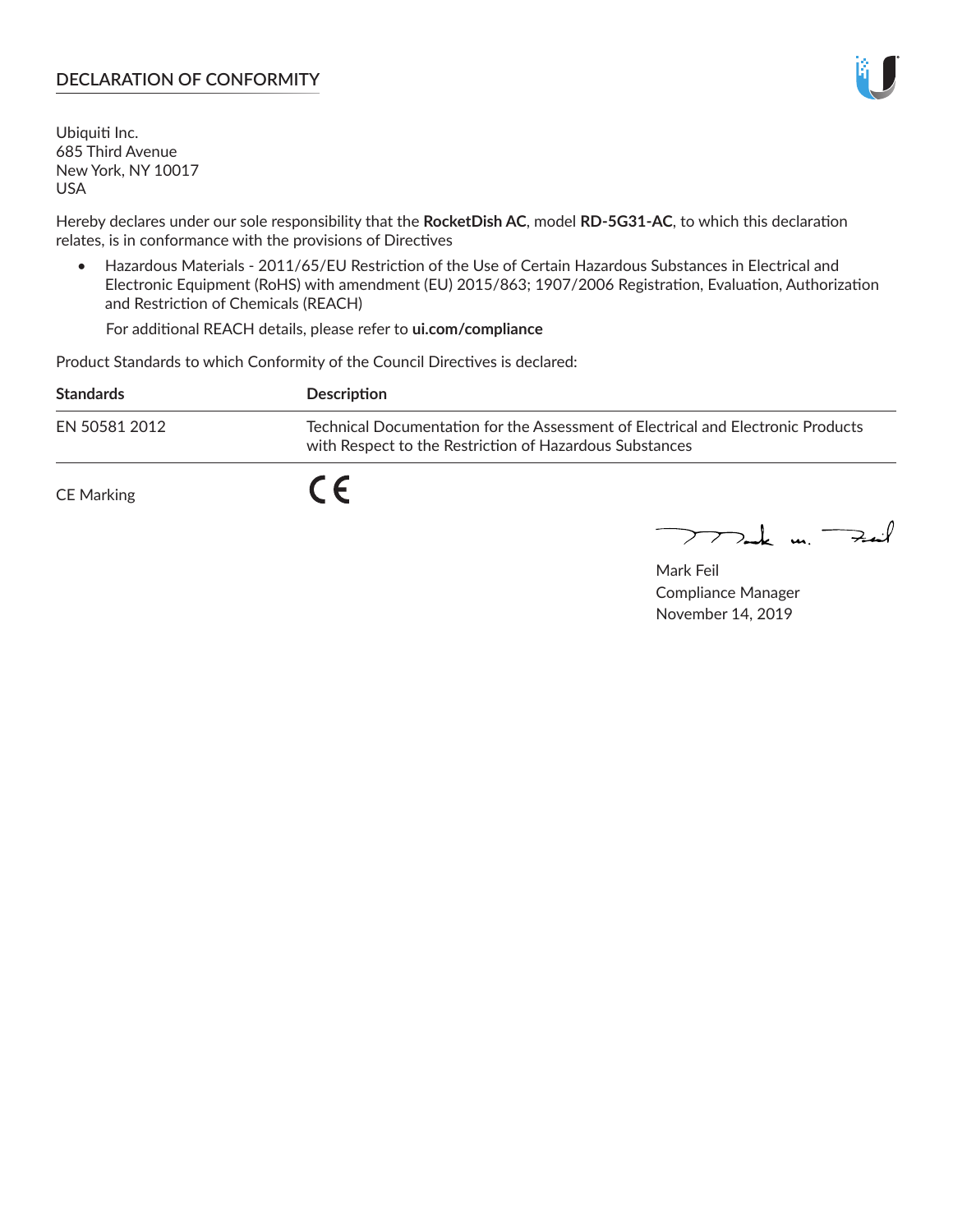## DECLARATION OF CONFORMITY

Ubiquiti Inc.
685 Third Avenue
New York, NY 10017
USA

Hereby declares under our sole responsibility that the **RocketDish AC**, model **RD-5G31-AC**, to which this declaration relates, is in conformance with the provisions of Directives

- Hazardous Materials - 2011/65/EU Restriction of the Use of Certain Hazardous Substances in Electrical and Electronic Equipment (RoHS) with amendment (EU) 2015/863; 1907/2006 Registration, Evaluation, Authorization and Restriction of Chemicals (REACH)

  For additional REACH details, please refer to **ui.com/compliance**

Product Standards to which Conformity of the Council Directives is declared:

| **Standards** | **Description** |
| --- | --- |
| EN 50581 2012 | Technical Documentation for the Assessment of Electrical and Electronic Products with Respect to the Restriction of Hazardous Substances |

CE Marking CE

Mark Feil
Compliance Manager
November 14, 2019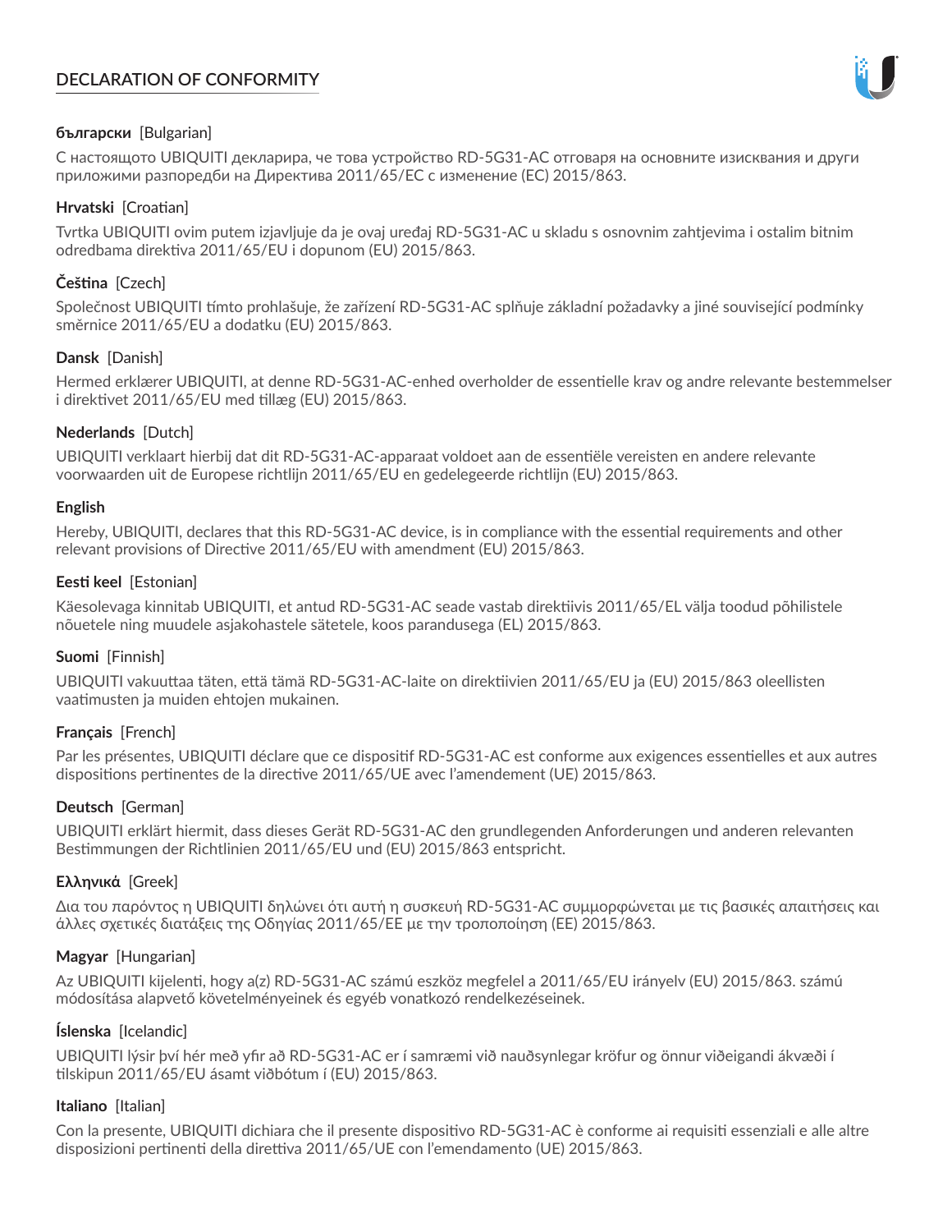# DECLARATION OF CONFORMITY

**български** [Bulgarian]

С настоящото UBIQUITI декларира, че това устройство RD-5G31-AC отговаря на основните изисквания и други приложими разпоредби на Директива 2011/65/ЕС с изменение (ЕС) 2015/863.

**Hrvatski** [Croatian]

Tvrtka UBIQUITI ovim putem izjavljuje da je ovaj uređaj RD-5G31-AC u skladu s osnovnim zahtjevima i ostalim bitnim odredbama direktiva 2011/65/EU i dopunom (EU) 2015/863.

**Čeština** [Czech]

Společnost UBIQUITI tímto prohlašuje, že zařízení RD-5G31-AC splňuje základní požadavky a jiné související podmínky směrnice 2011/65/EU a dodatku (EU) 2015/863.

**Dansk** [Danish]

Hermed erklærer UBIQUITI, at denne RD-5G31-AC-enhed overholder de essentielle krav og andre relevante bestemmelser i direktivet 2011/65/EU med tillæg (EU) 2015/863.

**Nederlands** [Dutch]

UBIQUITI verklaart hierbij dat dit RD-5G31-AC-apparaat voldoet aan de essentiële vereisten en andere relevante voorwaarden uit de Europese richtlijn 2011/65/EU en gedelegeerde richtlijn (EU) 2015/863.

**English**

Hereby, UBIQUITI, declares that this RD-5G31-AC device, is in compliance with the essential requirements and other relevant provisions of Directive 2011/65/EU with amendment (EU) 2015/863.

**Eesti keel** [Estonian]

Käesolevaga kinnitab UBIQUITI, et antud RD-5G31-AC seade vastab direktiivis 2011/65/EL välja toodud põhilistele nõuetele ning muudele asjakohastele sätetele, koos parandusega (EL) 2015/863.

**Suomi** [Finnish]

UBIQUITI vakuuttaa täten, että tämä RD-5G31-AC-laite on direktiivien 2011/65/EU ja (EU) 2015/863 oleellisten vaatimusten ja muiden ehtojen mukainen.

**Français** [French]

Par les présentes, UBIQUITI déclare que ce dispositif RD-5G31-AC est conforme aux exigences essentielles et aux autres dispositions pertinentes de la directive 2011/65/UE avec l'amendement (UE) 2015/863.

**Deutsch** [German]

UBIQUITI erklärt hiermit, dass dieses Gerät RD-5G31-AC den grundlegenden Anforderungen und anderen relevanten Bestimmungen der Richtlinien 2011/65/EU und (EU) 2015/863 entspricht.

**Ελληνικά** [Greek]

Δια του παρόντος η UBIQUITI δηλώνει ότι αυτή η συσκευή RD-5G31-AC συμμορφώνεται με τις βασικές απαιτήσεις και άλλες σχετικές διατάξεις της Οδηγίας 2011/65/ΕΕ με την τροποποίηση (ΕΕ) 2015/863.

**Magyar** [Hungarian]

Az UBIQUITI kijelenti, hogy a(z) RD-5G31-AC számú eszköz megfelel a 2011/65/EU irányelv (EU) 2015/863. számú módosítása alapvető követelményeinek és egyéb vonatkozó rendelkezéseinek.

**Íslenska** [Icelandic]

UBIQUITI lýsir því hér með yfir að RD-5G31-AC er í samræmi við nauðsynlegar kröfur og önnur viðeigandi ákvæði í tilskipun 2011/65/EU ásamt viðbótum í (EU) 2015/863.

**Italiano** [Italian]

Con la presente, UBIQUITI dichiara che il presente dispositivo RD-5G31-AC è conforme ai requisiti essenziali e alle altre disposizioni pertinenti della direttiva 2011/65/UE con l'emendamento (UE) 2015/863.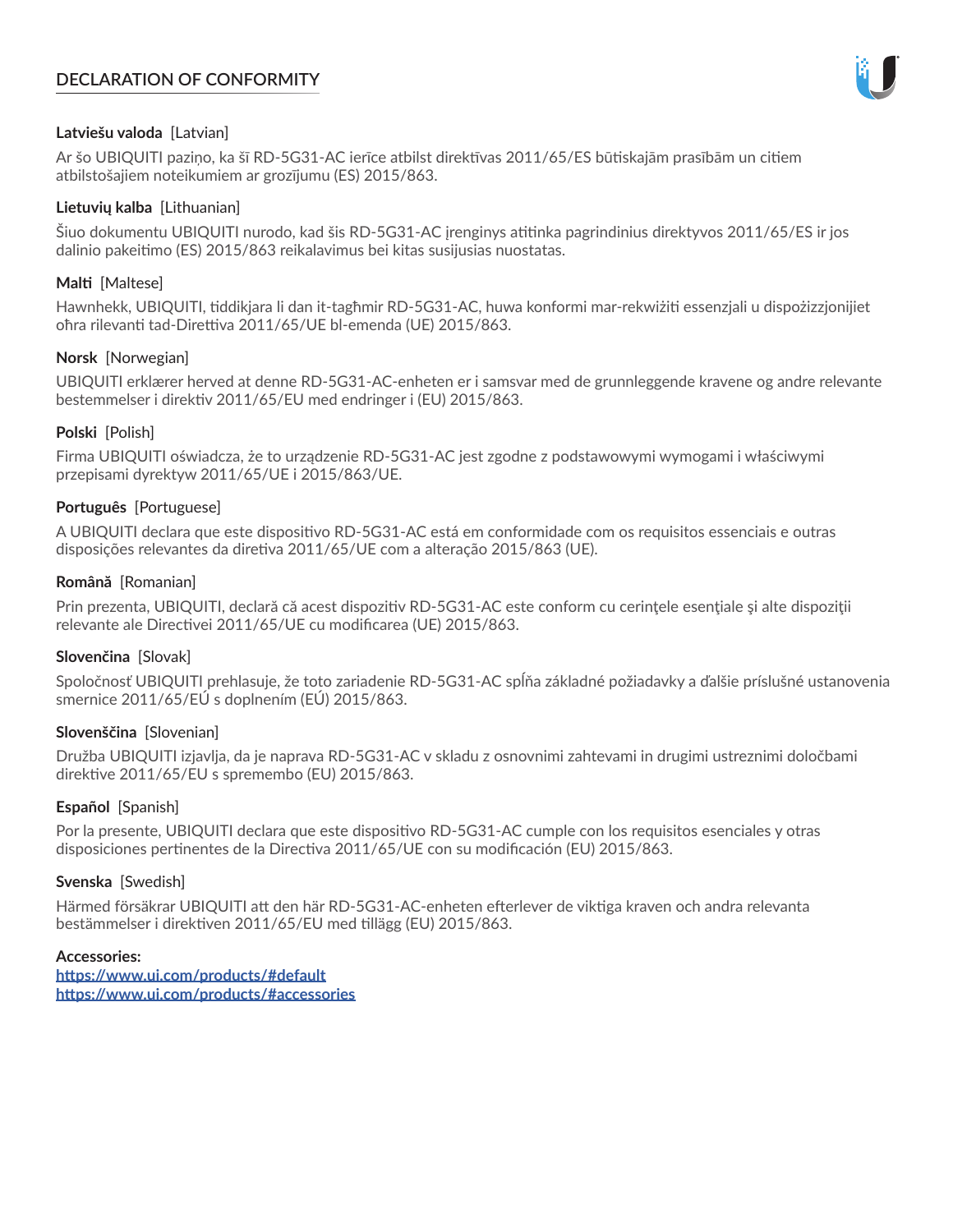## DECLARATION OF CONFORMITY

**Latviešu valoda** [Latvian]

Ar šo UBIQUITI paziņo, ka šī RD-5G31-AC ierīce atbilst direktīvas 2011/65/ES būtiskajām prasībām un citiem atbilstošajiem noteikumiem ar grozījumu (ES) 2015/863.

**Lietuvių kalba** [Lithuanian]

Šiuo dokumentu UBIQUITI nurodo, kad šis RD-5G31-AC įrenginys atitinka pagrindinius direktyvos 2011/65/ES ir jos dalinio pakeitimo (ES) 2015/863 reikalavimus bei kitas susijusias nuostatas.

**Malti** [Maltese]

Hawnhekk, UBIQUITI, tiddikjara li dan it-tagħmir RD-5G31-AC, huwa konformi mar-rekwiżiti essenzjali u dispożizzjonijiet oħra rilevanti tad-Direttiva 2011/65/UE bl-emenda (UE) 2015/863.

**Norsk** [Norwegian]

UBIQUITI erklærer herved at denne RD-5G31-AC-enheten er i samsvar med de grunnleggende kravene og andre relevante bestemmelser i direktiv 2011/65/EU med endringer i (EU) 2015/863.

**Polski** [Polish]

Firma UBIQUITI oświadcza, że to urządzenie RD-5G31-AC jest zgodne z podstawowymi wymogami i właściwymi przepisami dyrektyw 2011/65/UE i 2015/863/UE.

**Português** [Portuguese]

A UBIQUITI declara que este dispositivo RD-5G31-AC está em conformidade com os requisitos essenciais e outras disposições relevantes da diretiva 2011/65/UE com a alteração 2015/863 (UE).

**Română** [Romanian]

Prin prezenta, UBIQUITI, declară că acest dispozitiv RD-5G31-AC este conform cu cerinţele esenţiale şi alte dispoziţii relevante ale Directivei 2011/65/UE cu modificarea (UE) 2015/863.

**Slovenčina** [Slovak]

Spoločnosť UBIQUITI prehlasuje, že toto zariadenie RD-5G31-AC spĺňa základné požiadavky a ďalšie príslušné ustanovenia smernice 2011/65/EÚ s doplnením (EÚ) 2015/863.

**Slovenščina** [Slovenian]

Družba UBIQUITI izjavlja, da je naprava RD-5G31-AC v skladu z osnovnimi zahtevami in drugimi ustreznimi določbami direktive 2011/65/EU s spremembo (EU) 2015/863.

**Español** [Spanish]

Por la presente, UBIQUITI declara que este dispositivo RD-5G31-AC cumple con los requisitos esenciales y otras disposiciones pertinentes de la Directiva 2011/65/UE con su modificación (EU) 2015/863.

**Svenska** [Swedish]

Härmed försäkrar UBIQUITI att den här RD-5G31-AC-enheten efterlever de viktiga kraven och andra relevanta bestämmelser i direktiven 2011/65/EU med tillägg (EU) 2015/863.

**Accessories:**
**https://www.ui.com/products/#default**
**https://www.ui.com/products/#accessories**